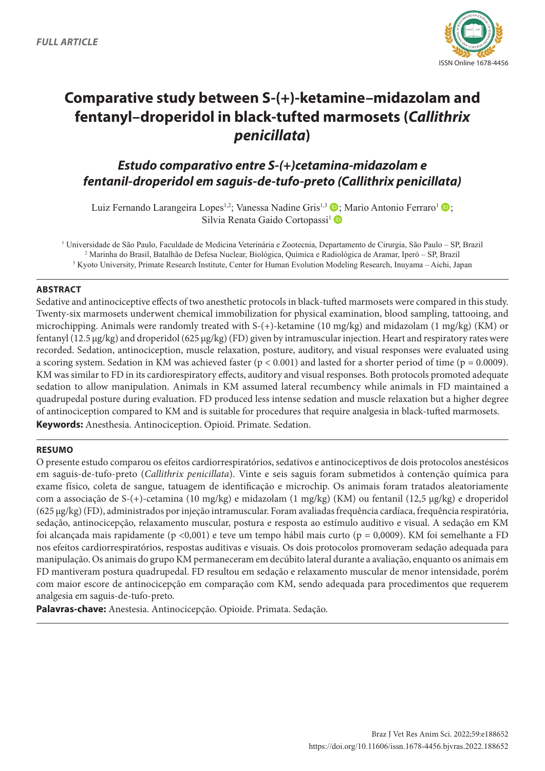FULL ARTICLE

# Comparative study between S-(+)-ketamine–midazolam and fentanyl–droperidol in black-tufted marmosets (*Callithrix penicillata*)

## *Estudo comparativo entre S-(+)cetamina-midazolam e fentanil-droperidol em saguis-de-tufo-preto (Callithrix penicillata)*

Luiz Fernando Larangeira Lopes[1,2]; Vanessa Nadine Gris[1,3]; Mario Antonio Ferraro[1]; Silvia Renata Gaido Cortopassi[1]

[1] Universidade de São Paulo, Faculdade de Medicina Veterinária e Zootecnia, Departamento de Cirurgia, São Paulo – SP, Brazil
[2] Marinha do Brasil, Batalhão de Defesa Nuclear, Biológica, Química e Radiológica de Aramar, Iperó – SP, Brazil
[3] Kyoto University, Primate Research Institute, Center for Human Evolution Modeling Research, Inuyama – Aichi, Japan

### ABSTRACT

Sedative and antinociceptive effects of two anesthetic protocols in black-tufted marmosets were compared in this study. Twenty-six marmosets underwent chemical immobilization for physical examination, blood sampling, tattooing, and microchipping. Animals were randomly treated with S-(+)-ketamine (10 mg/kg) and midazolam (1 mg/kg) (KM) or fentanyl (12.5 μg/kg) and droperidol (625 μg/kg) (FD) given by intramuscular injection. Heart and respiratory rates were recorded. Sedation, antinociception, muscle relaxation, posture, auditory, and visual responses were evaluated using a scoring system. Sedation in KM was achieved faster ($p < 0.001$) and lasted for a shorter period of time ($p = 0.0009$). KM was similar to FD in its cardiorespiratory effects, auditory and visual responses. Both protocols promoted adequate sedation to allow manipulation. Animals in KM assumed lateral recumbency while animals in FD maintained a quadrupedal posture during evaluation. FD produced less intense sedation and muscle relaxation but a higher degree of antinociception compared to KM and is suitable for procedures that require analgesia in black-tufted marmosets.

**Keywords:** Anesthesia. Antinociception. Opioid. Primate. Sedation.

### RESUMO

O presente estudo comparou os efeitos cardiorrespiratórios, sedativos e antinociceptivos de dois protocolos anestésicos em saguis-de-tufo-preto (*Callithrix penicillata*). Vinte e seis saguis foram submetidos à contenção química para exame físico, coleta de sangue, tatuagem de identificação e microchip. Os animais foram tratados aleatoriamente com a associação de S-(+)-cetamina (10 mg/kg) e midazolam (1 mg/kg) (KM) ou fentanil (12,5 μg/kg) e droperidol (625 μg/kg) (FD), administrados por injeção intramuscular. Foram avaliadas frequência cardíaca, frequência respiratória, sedação, antinocicepção, relaxamento muscular, postura e resposta ao estímulo auditivo e visual. A sedação em KM foi alcançada mais rapidamente ($p < 0{,}001$) e teve um tempo hábil mais curto ($p = 0{,}0009$). KM foi semelhante a FD nos efeitos cardiorrespiratórios, respostas auditivas e visuais. Os dois protocolos promoveram sedação adequada para manipulação. Os animais do grupo KM permaneceram em decúbito lateral durante a avaliação, enquanto os animais em FD mantiveram postura quadrupedal. FD resultou em sedação e relaxamento muscular de menor intensidade, porém com maior escore de antinocicepção em comparação com KM, sendo adequada para procedimentos que requerem analgesia em saguis-de-tufo-preto.

**Palavras-chave:** Anestesia. Antinocicepção. Opioide. Primata. Sedação.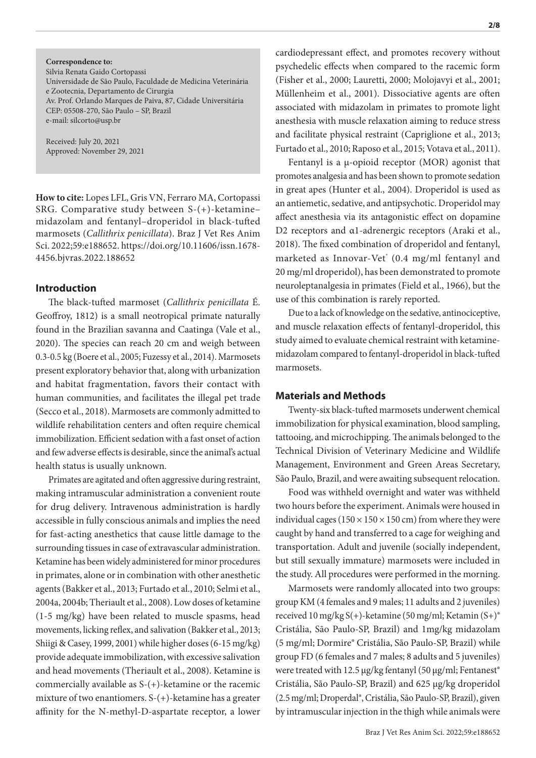**Correspondence to:**
Silvia Renata Gaido Cortopassi
Universidade de São Paulo, Faculdade de Medicina Veterinária e Zootecnia, Departamento de Cirurgia
Av. Prof. Orlando Marques de Paiva, 87, Cidade Universitária
CEP: 05508-270, São Paulo – SP, Brazil
e-mail: silcorto@usp.br

Received: July 20, 2021
Approved: November 29, 2021

**How to cite:** Lopes LFL, Gris VN, Ferraro MA, Cortopassi SRG. Comparative study between S-(+)-ketamine–midazolam and fentanyl–droperidol in black-tufted marmosets (*Callithrix penicillata*). Braz J Vet Res Anim Sci. 2022;59:e188652. https://doi.org/10.11606/issn.1678-4456.bjvras.2022.188652

## Introduction

The black-tufted marmoset (*Callithrix penicillata* É. Geoffroy, 1812) is a small neotropical primate naturally found in the Brazilian savanna and Caatinga (Vale et al., 2020). The species can reach 20 cm and weigh between 0.3-0.5 kg (Boere et al., 2005; Fuzessy et al., 2014). Marmosets present exploratory behavior that, along with urbanization and habitat fragmentation, favors their contact with human communities, and facilitates the illegal pet trade (Secco et al., 2018). Marmosets are commonly admitted to wildlife rehabilitation centers and often require chemical immobilization. Efficient sedation with a fast onset of action and few adverse effects is desirable, since the animal's actual health status is usually unknown.

Primates are agitated and often aggressive during restraint, making intramuscular administration a convenient route for drug delivery. Intravenous administration is hardly accessible in fully conscious animals and implies the need for fast-acting anesthetics that cause little damage to the surrounding tissues in case of extravascular administration. Ketamine has been widely administered for minor procedures in primates, alone or in combination with other anesthetic agents (Bakker et al., 2013; Furtado et al., 2010; Selmi et al., 2004a, 2004b; Theriault et al., 2008). Low doses of ketamine (1-5 mg/kg) have been related to muscle spasms, head movements, licking reflex, and salivation (Bakker et al., 2013; Shiigi & Casey, 1999, 2001) while higher doses (6-15 mg/kg) provide adequate immobilization, with excessive salivation and head movements (Theriault et al., 2008). Ketamine is commercially available as S-(+)-ketamine or the racemic mixture of two enantiomers. S-(+)-ketamine has a greater affinity for the N-methyl-D-aspartate receptor, a lower cardiodepressant effect, and promotes recovery without psychedelic effects when compared to the racemic form (Fisher et al., 2000; Lauretti, 2000; Molojavyi et al., 2001; Müllenheim et al., 2001). Dissociative agents are often associated with midazolam in primates to promote light anesthesia with muscle relaxation aiming to reduce stress and facilitate physical restraint (Capriglione et al., 2013; Furtado et al., 2010; Raposo et al., 2015; Votava et al., 2011).

Fentanyl is a µ-opioid receptor (MOR) agonist that promotes analgesia and has been shown to promote sedation in great apes (Hunter et al., 2004). Droperidol is used as an antiemetic, sedative, and antipsychotic. Droperidol may affect anesthesia via its antagonistic effect on dopamine D2 receptors and α1-adrenergic receptors (Araki et al., 2018). The fixed combination of droperidol and fentanyl, marketed as Innovar-Vet® (0.4 mg/ml fentanyl and 20 mg/ml droperidol), has been demonstrated to promote neuroleptanalgesia in primates (Field et al., 1966), but the use of this combination is rarely reported.

Due to a lack of knowledge on the sedative, antinociceptive, and muscle relaxation effects of fentanyl-droperidol, this study aimed to evaluate chemical restraint with ketamine-midazolam compared to fentanyl-droperidol in black-tufted marmosets.

## Materials and Methods

Twenty-six black-tufted marmosets underwent chemical immobilization for physical examination, blood sampling, tattooing, and microchipping. The animals belonged to the Technical Division of Veterinary Medicine and Wildlife Management, Environment and Green Areas Secretary, São Paulo, Brazil, and were awaiting subsequent relocation.

Food was withheld overnight and water was withheld two hours before the experiment. Animals were housed in individual cages (150 × 150 × 150 cm) from where they were caught by hand and transferred to a cage for weighing and transportation. Adult and juvenile (socially independent, but still sexually immature) marmosets were included in the study. All procedures were performed in the morning.

Marmosets were randomly allocated into two groups: group KM (4 females and 9 males; 11 adults and 2 juveniles) received 10 mg/kg S(+)-ketamine (50 mg/ml; Ketamin (S+)® Cristália, São Paulo-SP, Brazil) and 1mg/kg midazolam (5 mg/ml; Dormire® Cristália, São Paulo-SP, Brazil) while group FD (6 females and 7 males; 8 adults and 5 juveniles) were treated with 12.5 µg/kg fentanyl (50 µg/ml; Fentanest® Cristália, São Paulo-SP, Brazil) and 625 µg/kg droperidol (2.5 mg/ml; Droperdal®, Cristália, São Paulo-SP, Brazil), given by intramuscular injection in the thigh while animals were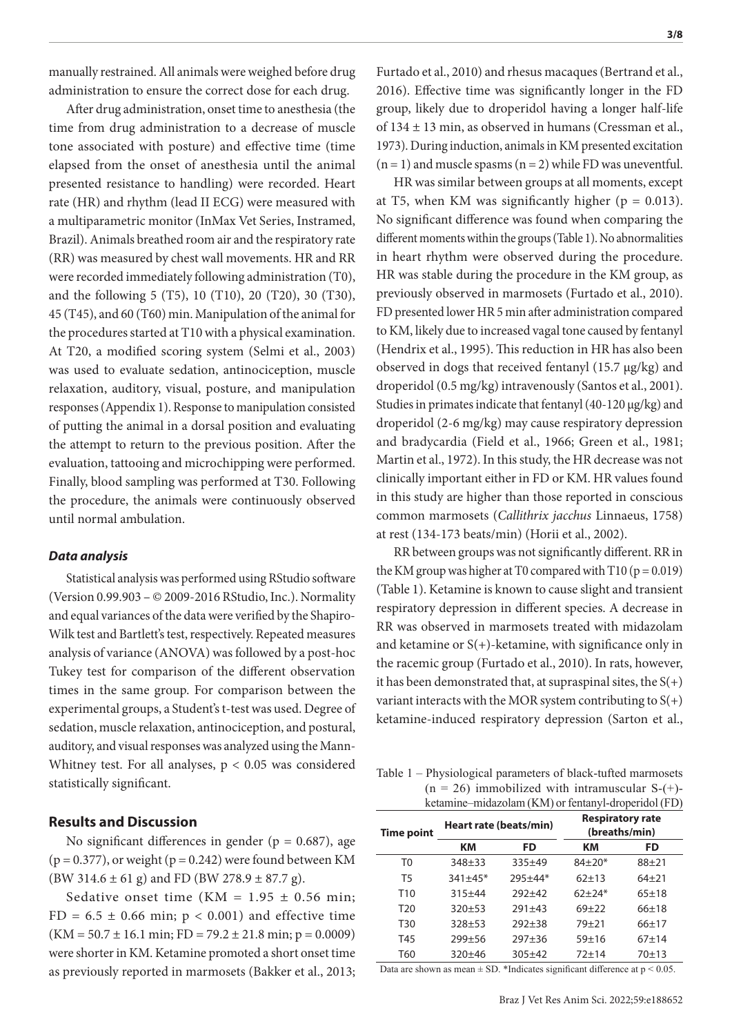manually restrained. All animals were weighed before drug administration to ensure the correct dose for each drug.

After drug administration, onset time to anesthesia (the time from drug administration to a decrease of muscle tone associated with posture) and effective time (time elapsed from the onset of anesthesia until the animal presented resistance to handling) were recorded. Heart rate (HR) and rhythm (lead II ECG) were measured with a multiparametric monitor (InMax Vet Series, Instramed, Brazil). Animals breathed room air and the respiratory rate (RR) was measured by chest wall movements. HR and RR were recorded immediately following administration (T0), and the following 5 (T5), 10 (T10), 20 (T20), 30 (T30), 45 (T45), and 60 (T60) min. Manipulation of the animal for the procedures started at T10 with a physical examination. At T20, a modified scoring system (Selmi et al., 2003) was used to evaluate sedation, antinociception, muscle relaxation, auditory, visual, posture, and manipulation responses (Appendix 1). Response to manipulation consisted of putting the animal in a dorsal position and evaluating the attempt to return to the previous position. After the evaluation, tattooing and microchipping were performed. Finally, blood sampling was performed at T30. Following the procedure, the animals were continuously observed until normal ambulation.

### *Data analysis*

Statistical analysis was performed using RStudio software (Version 0.99.903 – © 2009-2016 RStudio, Inc.). Normality and equal variances of the data were verified by the Shapiro-Wilk test and Bartlett's test, respectively. Repeated measures analysis of variance (ANOVA) was followed by a post-hoc Tukey test for comparison of the different observation times in the same group. For comparison between the experimental groups, a Student's t-test was used. Degree of sedation, muscle relaxation, antinociception, and postural, auditory, and visual responses was analyzed using the Mann-Whitney test. For all analyses, $p < 0.05$ was considered statistically significant.

## Results and Discussion

No significant differences in gender ($p = 0.687$), age ($p = 0.377$), or weight ($p = 0.242$) were found between KM (BW 314.6 ± 61 g) and FD (BW 278.9 ± 87.7 g).

Sedative onset time (KM = 1.95 ± 0.56 min; FD = 6.5 ± 0.66 min; $p < 0.001$) and effective time (KM = 50.7 ± 16.1 min; FD = 79.2 ± 21.8 min; $p = 0.0009$) were shorter in KM. Ketamine promoted a short onset time as previously reported in marmosets (Bakker et al., 2013; Furtado et al., 2010) and rhesus macaques (Bertrand et al., 2016). Effective time was significantly longer in the FD group, likely due to droperidol having a longer half-life of 134 ± 13 min, as observed in humans (Cressman et al., 1973). During induction, animals in KM presented excitation (n = 1) and muscle spasms (n = 2) while FD was uneventful.

HR was similar between groups at all moments, except at T5, when KM was significantly higher ($p = 0.013$). No significant difference was found when comparing the different moments within the groups (Table 1). No abnormalities in heart rhythm were observed during the procedure. HR was stable during the procedure in the KM group, as previously observed in marmosets (Furtado et al., 2010). FD presented lower HR 5 min after administration compared to KM, likely due to increased vagal tone caused by fentanyl (Hendrix et al., 1995). This reduction in HR has also been observed in dogs that received fentanyl (15.7 μg/kg) and droperidol (0.5 mg/kg) intravenously (Santos et al., 2001). Studies in primates indicate that fentanyl (40-120 μg/kg) and droperidol (2-6 mg/kg) may cause respiratory depression and bradycardia (Field et al., 1966; Green et al., 1981; Martin et al., 1972). In this study, the HR decrease was not clinically important either in FD or KM. HR values found in this study are higher than those reported in conscious common marmosets (*Callithrix jacchus* Linnaeus, 1758) at rest (134-173 beats/min) (Horii et al., 2002).

RR between groups was not significantly different. RR in the KM group was higher at T0 compared with T10 ($p = 0.019$) (Table 1). Ketamine is known to cause slight and transient respiratory depression in different species. A decrease in RR was observed in marmosets treated with midazolam and ketamine or S(+)-ketamine, with significance only in the racemic group (Furtado et al., 2010). In rats, however, it has been demonstrated that, at supraspinal sites, the S(+) variant interacts with the MOR system contributing to S(+) ketamine-induced respiratory depression (Sarton et al.,

Table 1 – Physiological parameters of black-tufted marmosets (n = 26) immobilized with intramuscular S-(+)-ketamine–midazolam (KM) or fentanyl-droperidol (FD)

| Time point | Heart rate (beats/min) | | Respiratory rate (breaths/min) | |
|---|---|---|---|---|
| | KM | FD | KM | FD |
| T0 | 348±33 | 335±49 | 84±20* | 88±21 |
| T5 | 341±45* | 295±44* | 62±13 | 64±21 |
| T10 | 315±44 | 292±42 | 62±24* | 65±18 |
| T20 | 320±53 | 291±43 | 69±22 | 66±18 |
| T30 | 328±53 | 292±38 | 79±21 | 66±17 |
| T45 | 299±56 | 297±36 | 59±16 | 67±14 |
| T60 | 320±46 | 305±42 | 72±14 | 70±13 |

Data are shown as mean ± SD. *Indicates significant difference at $p < 0.05$.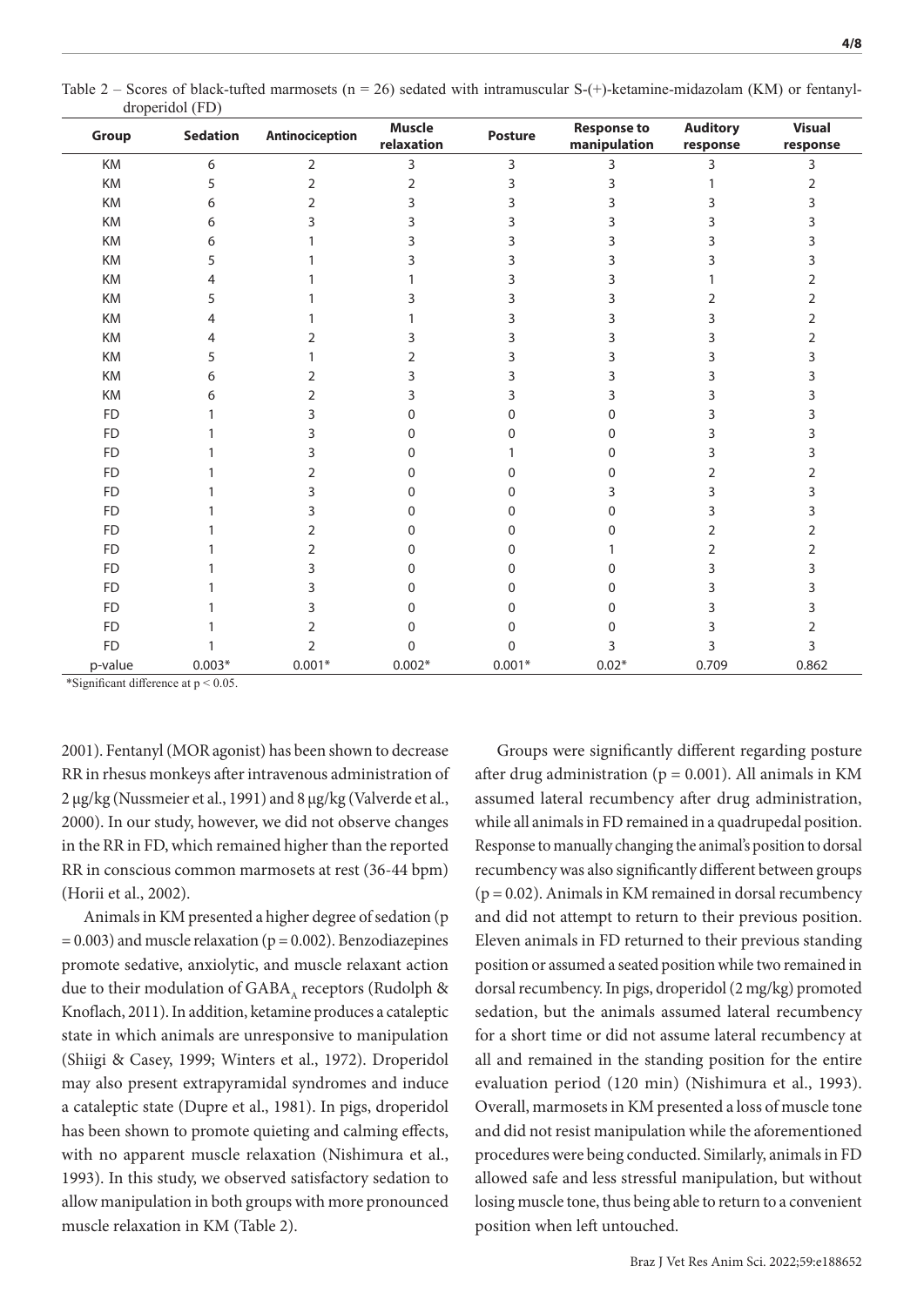Table 2 – Scores of black-tufted marmosets (n = 26) sedated with intramuscular S-(+)-ketamine-midazolam (KM) or fentanyl-droperidol (FD)

| Group | Sedation | Antinociception | Muscle relaxation | Posture | Response to manipulation | Auditory response | Visual response |
|---|---|---|---|---|---|---|---|
| KM | 6 | 2 | 3 | 3 | 3 | 3 | 3 |
| KM | 5 | 2 | 2 | 3 | 3 | 1 | 2 |
| KM | 6 | 2 | 3 | 3 | 3 | 3 | 3 |
| KM | 6 | 3 | 3 | 3 | 3 | 3 | 3 |
| KM | 6 | 1 | 3 | 3 | 3 | 3 | 3 |
| KM | 5 | 1 | 3 | 3 | 3 | 3 | 3 |
| KM | 4 | 1 | 1 | 3 | 3 | 1 | 2 |
| KM | 5 | 1 | 3 | 3 | 3 | 2 | 2 |
| KM | 4 | 1 | 1 | 3 | 3 | 3 | 2 |
| KM | 4 | 2 | 3 | 3 | 3 | 3 | 2 |
| KM | 5 | 1 | 2 | 3 | 3 | 3 | 3 |
| KM | 6 | 2 | 3 | 3 | 3 | 3 | 3 |
| KM | 6 | 2 | 3 | 3 | 3 | 3 | 3 |
| FD | 1 | 3 | 0 | 0 | 0 | 3 | 3 |
| FD | 1 | 3 | 0 | 0 | 0 | 3 | 3 |
| FD | 1 | 3 | 0 | 1 | 0 | 3 | 3 |
| FD | 1 | 2 | 0 | 0 | 0 | 2 | 2 |
| FD | 1 | 3 | 0 | 0 | 3 | 3 | 3 |
| FD | 1 | 3 | 0 | 0 | 0 | 3 | 3 |
| FD | 1 | 2 | 0 | 0 | 0 | 2 | 2 |
| FD | 1 | 2 | 0 | 0 | 1 | 2 | 2 |
| FD | 1 | 3 | 0 | 0 | 0 | 3 | 3 |
| FD | 1 | 3 | 0 | 0 | 0 | 3 | 3 |
| FD | 1 | 3 | 0 | 0 | 0 | 3 | 3 |
| FD | 1 | 2 | 0 | 0 | 0 | 3 | 2 |
| FD | 1 | 2 | 0 | 0 | 3 | 3 | 3 |
| p-value | 0.003* | 0.001* | 0.002* | 0.001* | 0.02* | 0.709 | 0.862 |

*Significant difference at $p < 0.05$.

2001). Fentanyl (MOR agonist) has been shown to decrease RR in rhesus monkeys after intravenous administration of 2 µg/kg (Nussmeier et al., 1991) and 8 µg/kg (Valverde et al., 2000). In our study, however, we did not observe changes in the RR in FD, which remained higher than the reported RR in conscious common marmosets at rest (36-44 bpm) (Horii et al., 2002).

Animals in KM presented a higher degree of sedation ($p = 0.003$) and muscle relaxation ($p = 0.002$). Benzodiazepines promote sedative, anxiolytic, and muscle relaxant action due to their modulation of $GABA_A$ receptors (Rudolph & Knoflach, 2011). In addition, ketamine produces a cataleptic state in which animals are unresponsive to manipulation (Shiigi & Casey, 1999; Winters et al., 1972). Droperidol may also present extrapyramidal syndromes and induce a cataleptic state (Dupre et al., 1981). In pigs, droperidol has been shown to promote quieting and calming effects, with no apparent muscle relaxation (Nishimura et al., 1993). In this study, we observed satisfactory sedation to allow manipulation in both groups with more pronounced muscle relaxation in KM (Table 2).

Groups were significantly different regarding posture after drug administration ($p = 0.001$). All animals in KM assumed lateral recumbency after drug administration, while all animals in FD remained in a quadrupedal position. Response to manually changing the animal's position to dorsal recumbency was also significantly different between groups ($p = 0.02$). Animals in KM remained in dorsal recumbency and did not attempt to return to their previous position. Eleven animals in FD returned to their previous standing position or assumed a seated position while two remained in dorsal recumbency. In pigs, droperidol (2 mg/kg) promoted sedation, but the animals assumed lateral recumbency for a short time or did not assume lateral recumbency at all and remained in the standing position for the entire evaluation period (120 min) (Nishimura et al., 1993). Overall, marmosets in KM presented a loss of muscle tone and did not resist manipulation while the aforementioned procedures were being conducted. Similarly, animals in FD allowed safe and less stressful manipulation, but without losing muscle tone, thus being able to return to a convenient position when left untouched.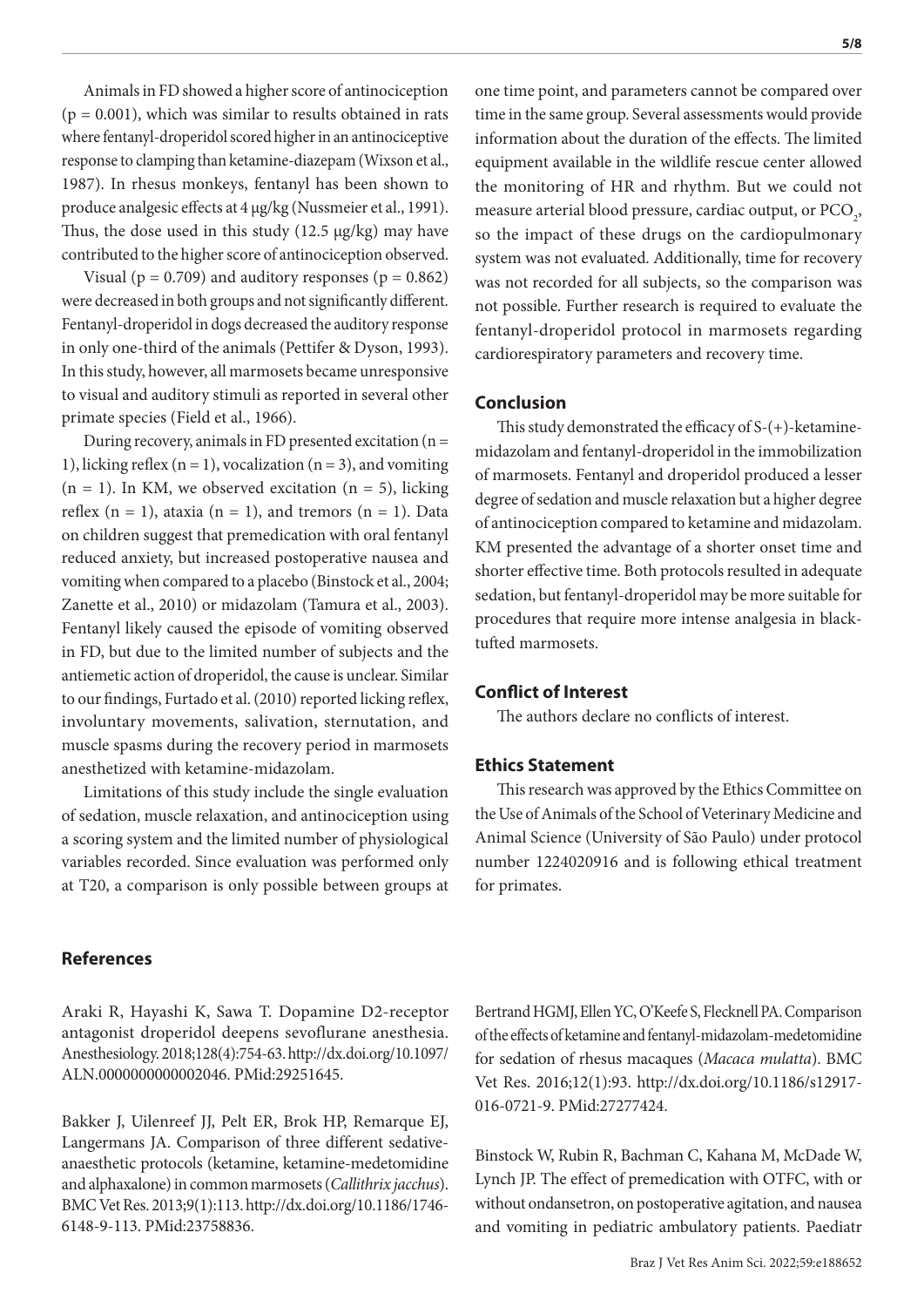Animals in FD showed a higher score of antinociception ($p = 0.001$), which was similar to results obtained in rats where fentanyl-droperidol scored higher in an antinociceptive response to clamping than ketamine-diazepam (Wixson et al., 1987). In rhesus monkeys, fentanyl has been shown to produce analgesic effects at 4 μg/kg (Nussmeier et al., 1991). Thus, the dose used in this study (12.5 μg/kg) may have contributed to the higher score of antinociception observed.

Visual ($p = 0.709$) and auditory responses ($p = 0.862$) were decreased in both groups and not significantly different. Fentanyl-droperidol in dogs decreased the auditory response in only one-third of the animals (Pettifer & Dyson, 1993). In this study, however, all marmosets became unresponsive to visual and auditory stimuli as reported in several other primate species (Field et al., 1966).

During recovery, animals in FD presented excitation ($n = 1$), licking reflex ($n = 1$), vocalization ($n = 3$), and vomiting ($n = 1$). In KM, we observed excitation ($n = 5$), licking reflex ($n = 1$), ataxia ($n = 1$), and tremors ($n = 1$). Data on children suggest that premedication with oral fentanyl reduced anxiety, but increased postoperative nausea and vomiting when compared to a placebo (Binstock et al., 2004; Zanette et al., 2010) or midazolam (Tamura et al., 2003). Fentanyl likely caused the episode of vomiting observed in FD, but due to the limited number of subjects and the antiemetic action of droperidol, the cause is unclear. Similar to our findings, Furtado et al. (2010) reported licking reflex, involuntary movements, salivation, sternutation, and muscle spasms during the recovery period in marmosets anesthetized with ketamine-midazolam.

Limitations of this study include the single evaluation of sedation, muscle relaxation, and antinociception using a scoring system and the limited number of physiological variables recorded. Since evaluation was performed only at T20, a comparison is only possible between groups at one time point, and parameters cannot be compared over time in the same group. Several assessments would provide information about the duration of the effects. The limited equipment available in the wildlife rescue center allowed the monitoring of HR and rhythm. But we could not measure arterial blood pressure, cardiac output, or $PCO_2$, so the impact of these drugs on the cardiopulmonary system was not evaluated. Additionally, time for recovery was not recorded for all subjects, so the comparison was not possible. Further research is required to evaluate the fentanyl-droperidol protocol in marmosets regarding cardiorespiratory parameters and recovery time.

## Conclusion

This study demonstrated the efficacy of S-(+)-ketamine-midazolam and fentanyl-droperidol in the immobilization of marmosets. Fentanyl and droperidol produced a lesser degree of sedation and muscle relaxation but a higher degree of antinociception compared to ketamine and midazolam. KM presented the advantage of a shorter onset time and shorter effective time. Both protocols resulted in adequate sedation, but fentanyl-droperidol may be more suitable for procedures that require more intense analgesia in black-tufted marmosets.

## Conflict of Interest

The authors declare no conflicts of interest.

## Ethics Statement

This research was approved by the Ethics Committee on the Use of Animals of the School of Veterinary Medicine and Animal Science (University of São Paulo) under protocol number 1224020916 and is following ethical treatment for primates.

## References

Araki R, Hayashi K, Sawa T. Dopamine D2-receptor antagonist droperidol deepens sevoflurane anesthesia. Anesthesiology. 2018;128(4):754-63. http://dx.doi.org/10.1097/ALN.0000000000002046. PMid:29251645.

Bakker J, Uilenreef JJ, Pelt ER, Brok HP, Remarque EJ, Langermans JA. Comparison of three different sedative-anaesthetic protocols (ketamine, ketamine-medetomidine and alphaxalone) in common marmosets (*Callithrix jacchus*). BMC Vet Res. 2013;9(1):113. http://dx.doi.org/10.1186/1746-6148-9-113. PMid:23758836.

Bertrand HGMJ, Ellen YC, O'Keefe S, Flecknell PA. Comparison of the effects of ketamine and fentanyl-midazolam-medetomidine for sedation of rhesus macaques (*Macaca mulatta*). BMC Vet Res. 2016;12(1):93. http://dx.doi.org/10.1186/s12917-016-0721-9. PMid:27277424.

Binstock W, Rubin R, Bachman C, Kahana M, McDade W, Lynch JP. The effect of premedication with OTFC, with or without ondansetron, on postoperative agitation, and nausea and vomiting in pediatric ambulatory patients. Paediatr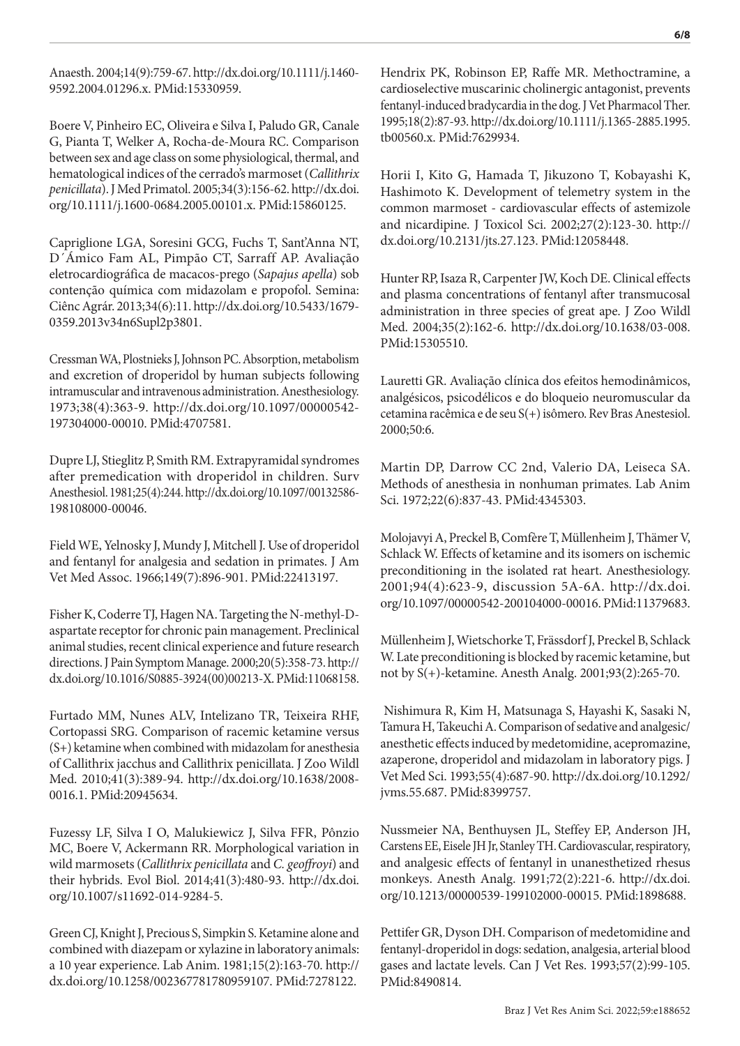Anaesth. 2004;14(9):759-67. http://dx.doi.org/10.1111/j.1460-9592.2004.01296.x. PMid:15330959.

Boere V, Pinheiro EC, Oliveira e Silva I, Paludo GR, Canale G, Pianta T, Welker A, Rocha-de-Moura RC. Comparison between sex and age class on some physiological, thermal, and hematological indices of the cerrado's marmoset (*Callithrix penicillata*). J Med Primatol. 2005;34(3):156-62. http://dx.doi.org/10.1111/j.1600-0684.2005.00101.x. PMid:15860125.

Capriglione LGA, Soresini GCG, Fuchs T, Sant'Anna NT, D´Ámico Fam AL, Pimpão CT, Sarraff AP. Avaliação eletrocardiográfica de macacos-prego (*Sapajus apella*) sob contenção química com midazolam e propofol. Semina: Ciênc Agrár. 2013;34(6):11. http://dx.doi.org/10.5433/1679-0359.2013v34n6Supl2p3801.

Cressman WA, Plostnieks J, Johnson PC. Absorption, metabolism and excretion of droperidol by human subjects following intramuscular and intravenous administration. Anesthesiology. 1973;38(4):363-9. http://dx.doi.org/10.1097/00000542-197304000-00010. PMid:4707581.

Dupre LJ, Stieglitz P, Smith RM. Extrapyramidal syndromes after premedication with droperidol in children. Surv Anesthesiol. 1981;25(4):244. http://dx.doi.org/10.1097/00132586-198108000-00046.

Field WE, Yelnosky J, Mundy J, Mitchell J. Use of droperidol and fentanyl for analgesia and sedation in primates. J Am Vet Med Assoc. 1966;149(7):896-901. PMid:22413197.

Fisher K, Coderre TJ, Hagen NA. Targeting the N-methyl-D-aspartate receptor for chronic pain management. Preclinical animal studies, recent clinical experience and future research directions. J Pain Symptom Manage. 2000;20(5):358-73. http://dx.doi.org/10.1016/S0885-3924(00)00213-X. PMid:11068158.

Furtado MM, Nunes ALV, Intelizano TR, Teixeira RHF, Cortopassi SRG. Comparison of racemic ketamine versus (S+) ketamine when combined with midazolam for anesthesia of Callithrix jacchus and Callithrix penicillata. J Zoo Wildl Med. 2010;41(3):389-94. http://dx.doi.org/10.1638/2008-0016.1. PMid:20945634.

Fuzessy LF, Silva I O, Malukiewicz J, Silva FFR, Pônzio MC, Boere V, Ackermann RR. Morphological variation in wild marmosets (*Callithrix penicillata* and *C. geoffroyi*) and their hybrids. Evol Biol. 2014;41(3):480-93. http://dx.doi.org/10.1007/s11692-014-9284-5.

Green CJ, Knight J, Precious S, Simpkin S. Ketamine alone and combined with diazepam or xylazine in laboratory animals: a 10 year experience. Lab Anim. 1981;15(2):163-70. http://dx.doi.org/10.1258/002367781780959107. PMid:7278122.

Hendrix PK, Robinson EP, Raffe MR. Methoctramine, a cardioselective muscarinic cholinergic antagonist, prevents fentanyl-induced bradycardia in the dog. J Vet Pharmacol Ther. 1995;18(2):87-93. http://dx.doi.org/10.1111/j.1365-2885.1995.tb00560.x. PMid:7629934.

Horii I, Kito G, Hamada T, Jikuzono T, Kobayashi K, Hashimoto K. Development of telemetry system in the common marmoset - cardiovascular effects of astemizole and nicardipine. J Toxicol Sci. 2002;27(2):123-30. http://dx.doi.org/10.2131/jts.27.123. PMid:12058448.

Hunter RP, Isaza R, Carpenter JW, Koch DE. Clinical effects and plasma concentrations of fentanyl after transmucosal administration in three species of great ape. J Zoo Wildl Med. 2004;35(2):162-6. http://dx.doi.org/10.1638/03-008. PMid:15305510.

Lauretti GR. Avaliação clínica dos efeitos hemodinâmicos, analgésicos, psicodélicos e do bloqueio neuromuscular da cetamina racêmica e de seu S(+) isômero. Rev Bras Anestesiol. 2000;50:6.

Martin DP, Darrow CC 2nd, Valerio DA, Leiseca SA. Methods of anesthesia in nonhuman primates. Lab Anim Sci. 1972;22(6):837-43. PMid:4345303.

Molojavyi A, Preckel B, Comfère T, Müllenheim J, Thämer V, Schlack W. Effects of ketamine and its isomers on ischemic preconditioning in the isolated rat heart. Anesthesiology. 2001;94(4):623-9, discussion 5A-6A. http://dx.doi.org/10.1097/00000542-200104000-00016. PMid:11379683.

Müllenheim J, Wietschorke T, Frässdorf J, Preckel B, Schlack W. Late preconditioning is blocked by racemic ketamine, but not by S(+)-ketamine. Anesth Analg. 2001;93(2):265-70.

Nishimura R, Kim H, Matsunaga S, Hayashi K, Sasaki N, Tamura H, Takeuchi A. Comparison of sedative and analgesic/anesthetic effects induced by medetomidine, acepromazine, azaperone, droperidol and midazolam in laboratory pigs. J Vet Med Sci. 1993;55(4):687-90. http://dx.doi.org/10.1292/jvms.55.687. PMid:8399757.

Nussmeier NA, Benthuysen JL, Steffey EP, Anderson JH, Carstens EE, Eisele JH Jr, Stanley TH. Cardiovascular, respiratory, and analgesic effects of fentanyl in unanesthetized rhesus monkeys. Anesth Analg. 1991;72(2):221-6. http://dx.doi.org/10.1213/00000539-199102000-00015. PMid:1898688.

Pettifer GR, Dyson DH. Comparison of medetomidine and fentanyl-droperidol in dogs: sedation, analgesia, arterial blood gases and lactate levels. Can J Vet Res. 1993;57(2):99-105. PMid:8490814.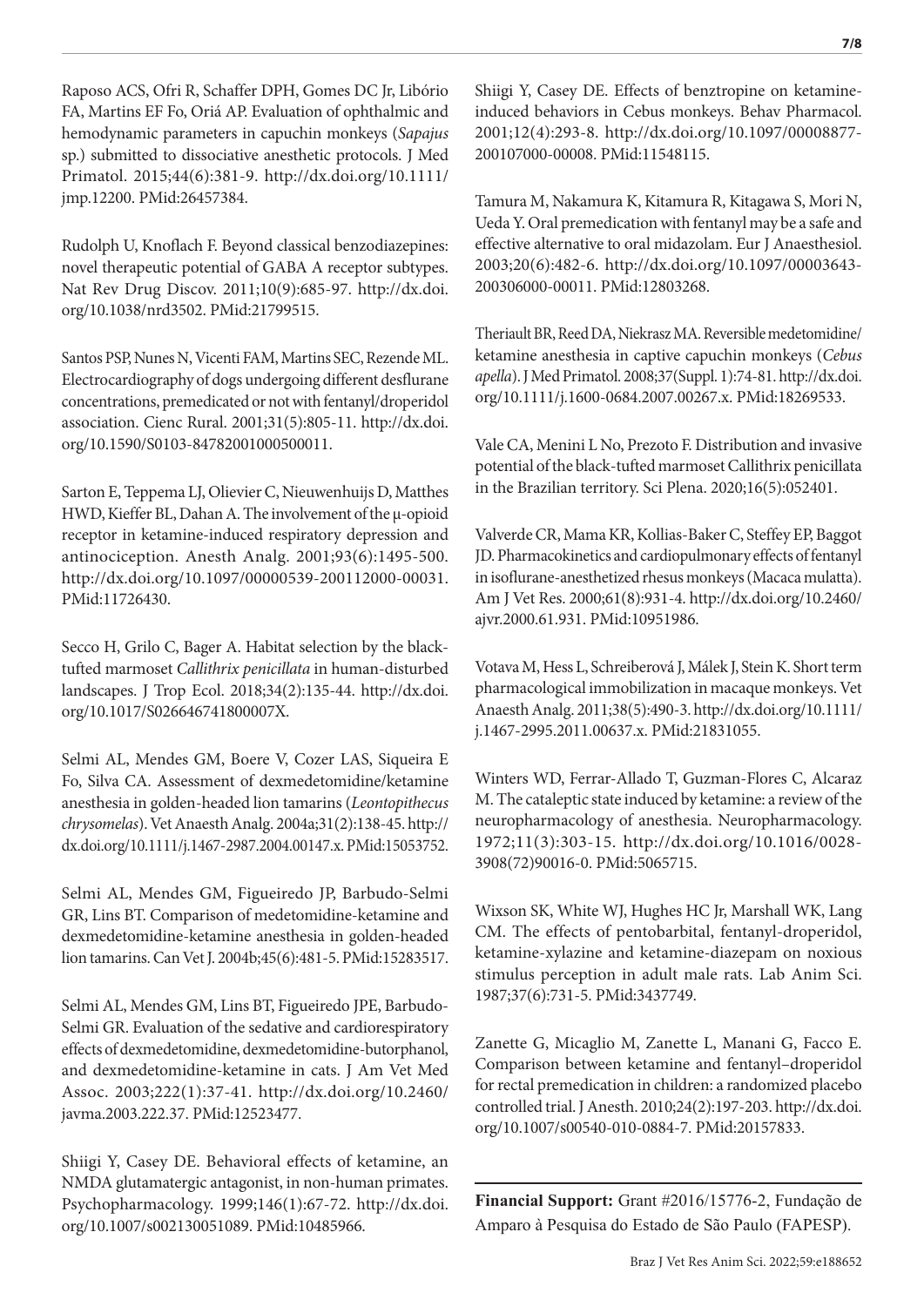Raposo ACS, Ofri R, Schaffer DPH, Gomes DC Jr, Libório FA, Martins EF Fo, Oriá AP. Evaluation of ophthalmic and hemodynamic parameters in capuchin monkeys (*Sapajus* sp.) submitted to dissociative anesthetic protocols. J Med Primatol. 2015;44(6):381-9. http://dx.doi.org/10.1111/jmp.12200. PMid:26457384.

Rudolph U, Knoflach F. Beyond classical benzodiazepines: novel therapeutic potential of GABA A receptor subtypes. Nat Rev Drug Discov. 2011;10(9):685-97. http://dx.doi.org/10.1038/nrd3502. PMid:21799515.

Santos PSP, Nunes N, Vicenti FAM, Martins SEC, Rezende ML. Electrocardiography of dogs undergoing different desflurane concentrations, premedicated or not with fentanyl/droperidol association. Cienc Rural. 2001;31(5):805-11. http://dx.doi.org/10.1590/S0103-84782001000500011.

Sarton E, Teppema LJ, Olievier C, Nieuwenhuijs D, Matthes HWD, Kieffer BL, Dahan A. The involvement of the μ-opioid receptor in ketamine-induced respiratory depression and antinociception. Anesth Analg. 2001;93(6):1495-500. http://dx.doi.org/10.1097/00000539-200112000-00031. PMid:11726430.

Secco H, Grilo C, Bager A. Habitat selection by the black-tufted marmoset *Callithrix penicillata* in human-disturbed landscapes. J Trop Ecol. 2018;34(2):135-44. http://dx.doi.org/10.1017/S026646741800007X.

Selmi AL, Mendes GM, Boere V, Cozer LAS, Siqueira E Fo, Silva CA. Assessment of dexmedetomidine/ketamine anesthesia in golden-headed lion tamarins (*Leontopithecus chrysomelas*). Vet Anaesth Analg. 2004a;31(2):138-45. http://dx.doi.org/10.1111/j.1467-2987.2004.00147.x. PMid:15053752.

Selmi AL, Mendes GM, Figueiredo JP, Barbudo-Selmi GR, Lins BT. Comparison of medetomidine-ketamine and dexmedetomidine-ketamine anesthesia in golden-headed lion tamarins. Can Vet J. 2004b;45(6):481-5. PMid:15283517.

Selmi AL, Mendes GM, Lins BT, Figueiredo JPE, Barbudo-Selmi GR. Evaluation of the sedative and cardiorespiratory effects of dexmedetomidine, dexmedetomidine-butorphanol, and dexmedetomidine-ketamine in cats. J Am Vet Med Assoc. 2003;222(1):37-41. http://dx.doi.org/10.2460/javma.2003.222.37. PMid:12523477.

Shiigi Y, Casey DE. Behavioral effects of ketamine, an NMDA glutamatergic antagonist, in non-human primates. Psychopharmacology. 1999;146(1):67-72. http://dx.doi.org/10.1007/s002130051089. PMid:10485966.

Shiigi Y, Casey DE. Effects of benztropine on ketamine-induced behaviors in Cebus monkeys. Behav Pharmacol. 2001;12(4):293-8. http://dx.doi.org/10.1097/00008877-200107000-00008. PMid:11548115.

Tamura M, Nakamura K, Kitamura R, Kitagawa S, Mori N, Ueda Y. Oral premedication with fentanyl may be a safe and effective alternative to oral midazolam. Eur J Anaesthesiol. 2003;20(6):482-6. http://dx.doi.org/10.1097/00003643-200306000-00011. PMid:12803268.

Theriault BR, Reed DA, Niekrasz MA. Reversible medetomidine/ketamine anesthesia in captive capuchin monkeys (*Cebus apella*). J Med Primatol. 2008;37(Suppl. 1):74-81. http://dx.doi.org/10.1111/j.1600-0684.2007.00267.x. PMid:18269533.

Vale CA, Menini L No, Prezoto F. Distribution and invasive potential of the black-tufted marmoset Callithrix penicillata in the Brazilian territory. Sci Plena. 2020;16(5):052401.

Valverde CR, Mama KR, Kollias-Baker C, Steffey EP, Baggot JD. Pharmacokinetics and cardiopulmonary effects of fentanyl in isoflurane-anesthetized rhesus monkeys (Macaca mulatta). Am J Vet Res. 2000;61(8):931-4. http://dx.doi.org/10.2460/ajvr.2000.61.931. PMid:10951986.

Votava M, Hess L, Schreiberová J, Málek J, Stein K. Short term pharmacological immobilization in macaque monkeys. Vet Anaesth Analg. 2011;38(5):490-3. http://dx.doi.org/10.1111/j.1467-2995.2011.00637.x. PMid:21831055.

Winters WD, Ferrar-Allado T, Guzman-Flores C, Alcaraz M. The cataleptic state induced by ketamine: a review of the neuropharmacology of anesthesia. Neuropharmacology. 1972;11(3):303-15. http://dx.doi.org/10.1016/0028-3908(72)90016-0. PMid:5065715.

Wixson SK, White WJ, Hughes HC Jr, Marshall WK, Lang CM. The effects of pentobarbital, fentanyl-droperidol, ketamine-xylazine and ketamine-diazepam on noxious stimulus perception in adult male rats. Lab Anim Sci. 1987;37(6):731-5. PMid:3437749.

Zanette G, Micaglio M, Zanette L, Manani G, Facco E. Comparison between ketamine and fentanyl–droperidol for rectal premedication in children: a randomized placebo controlled trial. J Anesth. 2010;24(2):197-203. http://dx.doi.org/10.1007/s00540-010-0884-7. PMid:20157833.

**Financial Support:** Grant #2016/15776-2, Fundação de Amparo à Pesquisa do Estado de São Paulo (FAPESP).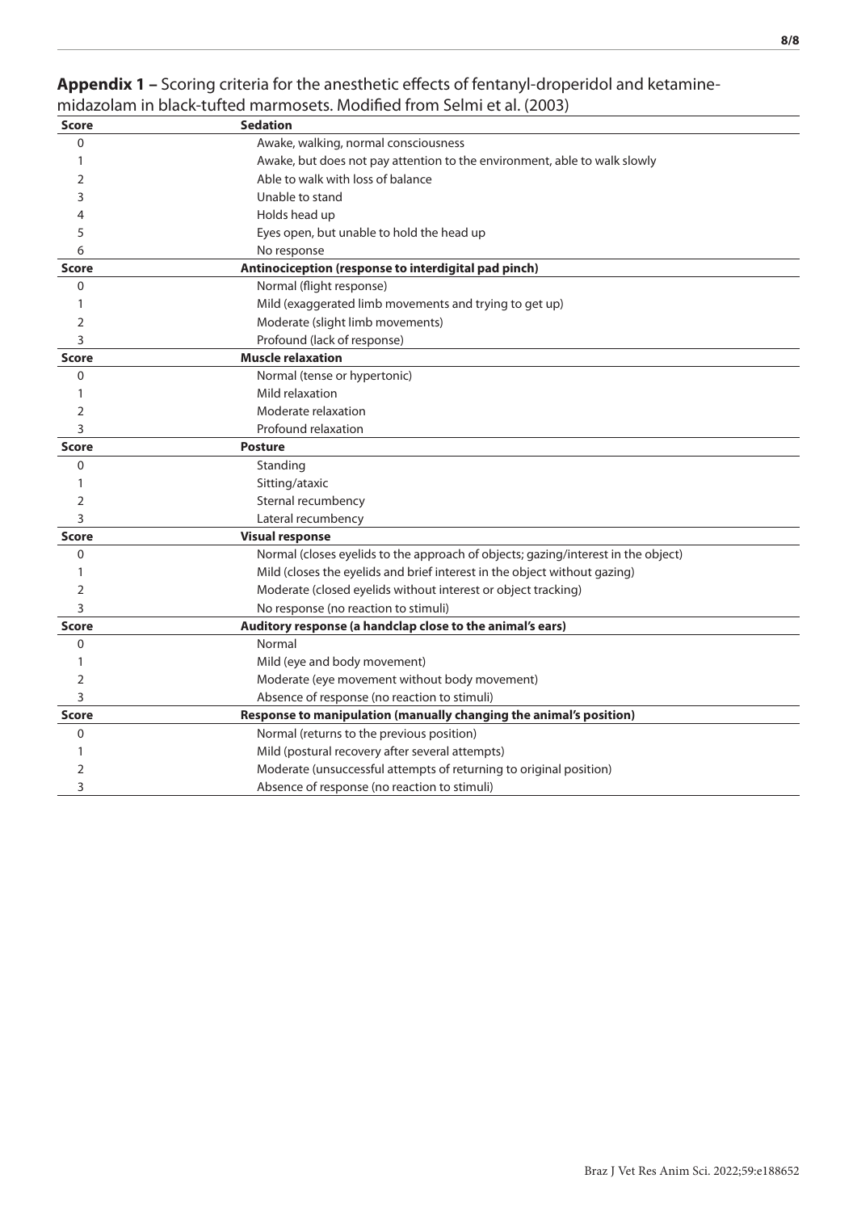**Appendix 1 –** Scoring criteria for the anesthetic effects of fentanyl-droperidol and ketamine-midazolam in black-tufted marmosets. Modified from Selmi et al. (2003)

| Score | Sedation |
|---|---|
| 0 | Awake, walking, normal consciousness |
| 1 | Awake, but does not pay attention to the environment, able to walk slowly |
| 2 | Able to walk with loss of balance |
| 3 | Unable to stand |
| 4 | Holds head up |
| 5 | Eyes open, but unable to hold the head up |
| 6 | No response |
| **Score** | **Antinociception (response to interdigital pad pinch)** |
| 0 | Normal (flight response) |
| 1 | Mild (exaggerated limb movements and trying to get up) |
| 2 | Moderate (slight limb movements) |
| 3 | Profound (lack of response) |
| **Score** | **Muscle relaxation** |
| 0 | Normal (tense or hypertonic) |
| 1 | Mild relaxation |
| 2 | Moderate relaxation |
| 3 | Profound relaxation |
| **Score** | **Posture** |
| 0 | Standing |
| 1 | Sitting/ataxic |
| 2 | Sternal recumbency |
| 3 | Lateral recumbency |
| **Score** | **Visual response** |
| 0 | Normal (closes eyelids to the approach of objects; gazing/interest in the object) |
| 1 | Mild (closes the eyelids and brief interest in the object without gazing) |
| 2 | Moderate (closed eyelids without interest or object tracking) |
| 3 | No response (no reaction to stimuli) |
| **Score** | **Auditory response (a handclap close to the animal's ears)** |
| 0 | Normal |
| 1 | Mild (eye and body movement) |
| 2 | Moderate (eye movement without body movement) |
| 3 | Absence of response (no reaction to stimuli) |
| **Score** | **Response to manipulation (manually changing the animal's position)** |
| 0 | Normal (returns to the previous position) |
| 1 | Mild (postural recovery after several attempts) |
| 2 | Moderate (unsuccessful attempts of returning to original position) |
| 3 | Absence of response (no reaction to stimuli) |